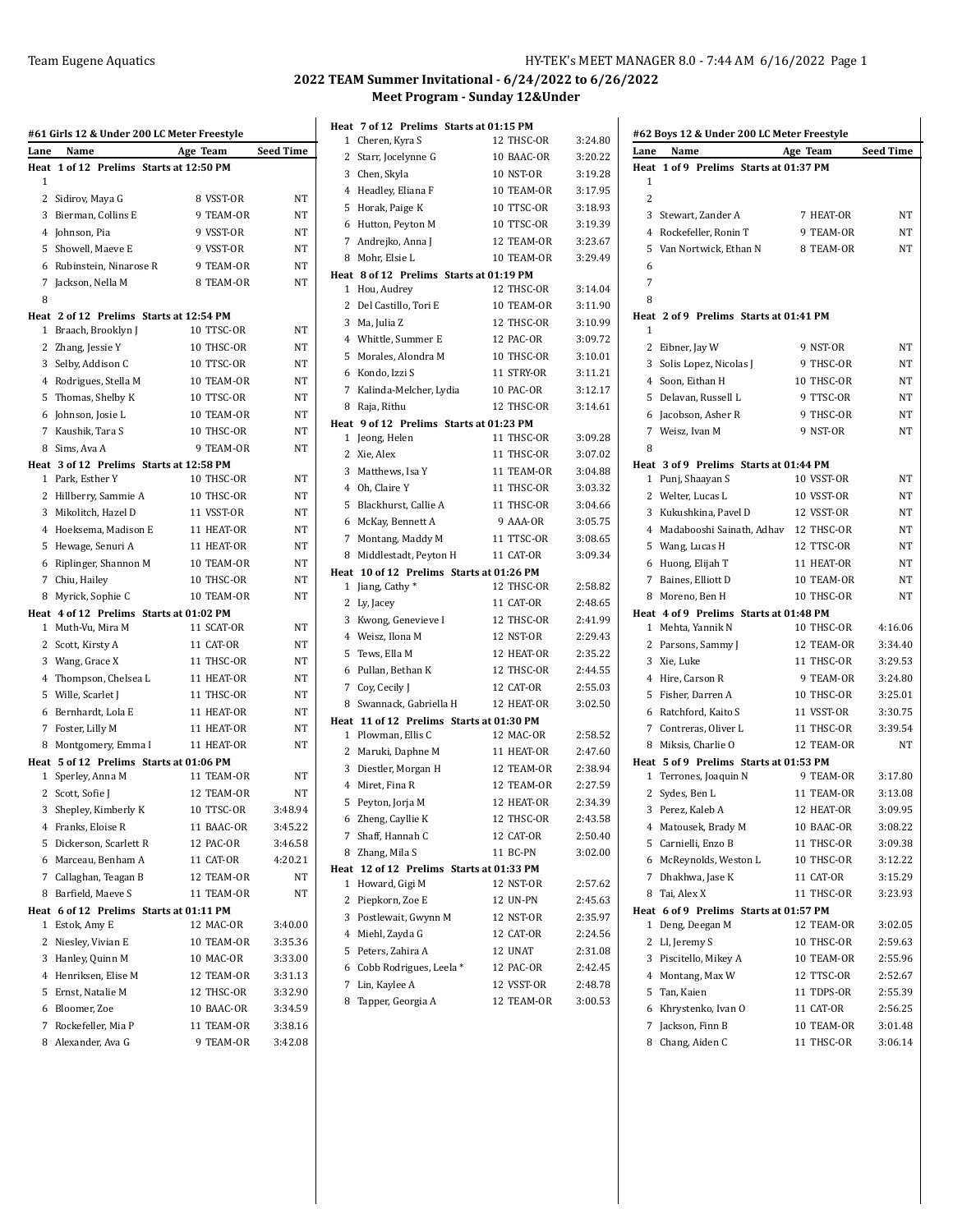## 2022 TEAM Summer Invitational - 6/24/2022 to 6/26/2022

### Meet Program - Sunday 12&Under

#### #61 Girls 12 & Under 200 LC Meter Freestyle

| Lane | Name | Age | Team | Seed Time |
|---|---|---|---|---|
| **Heat 1 of 12 Prelims Starts at 12:50 PM** | | | | |
| 1 | | | | |
| 2 | Sidirov, Maya G | 8 | VSST-OR | NT |
| 3 | Bierman, Collins E | 9 | TEAM-OR | NT |
| 4 | Johnson, Pia | 9 | VSST-OR | NT |
| 5 | Showell, Maeve E | 9 | VSST-OR | NT |
| 6 | Rubinstein, Ninarose R | 9 | TEAM-OR | NT |
| 7 | Jackson, Nella M | 8 | TEAM-OR | NT |
| 8 | | | | |
| **Heat 2 of 12 Prelims Starts at 12:54 PM** | | | | |
| 1 | Braach, Brooklyn J | 10 | TTSC-OR | NT |
| 2 | Zhang, Jessie Y | 10 | THSC-OR | NT |
| 3 | Selby, Addison C | 10 | TTSC-OR | NT |
| 4 | Rodrigues, Stella M | 10 | TEAM-OR | NT |
| 5 | Thomas, Shelby K | 10 | TTSC-OR | NT |
| 6 | Johnson, Josie L | 10 | TEAM-OR | NT |
| 7 | Kaushik, Tara S | 10 | THSC-OR | NT |
| 8 | Sims, Ava A | 9 | TEAM-OR | NT |
| **Heat 3 of 12 Prelims Starts at 12:58 PM** | | | | |
| 1 | Park, Esther Y | 10 | THSC-OR | NT |
| 2 | Hillberry, Sammie A | 10 | THSC-OR | NT |
| 3 | Mikolitch, Hazel D | 11 | VSST-OR | NT |
| 4 | Hoeksema, Madison E | 11 | HEAT-OR | NT |
| 5 | Hewage, Senuri A | 11 | HEAT-OR | NT |
| 6 | Riplinger, Shannon M | 10 | TEAM-OR | NT |
| 7 | Chiu, Hailey | 10 | THSC-OR | NT |
| 8 | Myrick, Sophie C | 10 | TEAM-OR | NT |
| **Heat 4 of 12 Prelims Starts at 01:02 PM** | | | | |
| 1 | Muth-Vu, Mira M | 11 | SCAT-OR | NT |
| 2 | Scott, Kirsty A | 11 | CAT-OR | NT |
| 3 | Wang, Grace X | 11 | THSC-OR | NT |
| 4 | Thompson, Chelsea L | 11 | HEAT-OR | NT |
| 5 | Wille, Scarlet J | 11 | THSC-OR | NT |
| 6 | Bernhardt, Lola E | 11 | HEAT-OR | NT |
| 7 | Foster, Lilly M | 11 | HEAT-OR | NT |
| 8 | Montgomery, Emma I | 11 | HEAT-OR | NT |
| **Heat 5 of 12 Prelims Starts at 01:06 PM** | | | | |
| 1 | Sperley, Anna M | 11 | TEAM-OR | NT |
| 2 | Scott, Sofie J | 12 | TEAM-OR | NT |
| 3 | Shepley, Kimberly K | 10 | TTSC-OR | 3:48.94 |
| 4 | Franks, Eloise R | 11 | BAAC-OR | 3:45.22 |
| 5 | Dickerson, Scarlett R | 12 | PAC-OR | 3:46.58 |
| 6 | Marceau, Benham A | 11 | CAT-OR | 4:20.21 |
| 7 | Callaghan, Teagan B | 12 | TEAM-OR | NT |
| 8 | Barfield, Maeve S | 11 | TEAM-OR | NT |
| **Heat 6 of 12 Prelims Starts at 01:11 PM** | | | | |
| 1 | Estok, Amy E | 12 | MAC-OR | 3:40.00 |
| 2 | Niesley, Vivian E | 10 | TEAM-OR | 3:35.36 |
| 3 | Hanley, Quinn M | 10 | MAC-OR | 3:33.00 |
| 4 | Henriksen, Elise M | 12 | TEAM-OR | 3:31.13 |
| 5 | Ernst, Natalie M | 12 | THSC-OR | 3:32.90 |
| 6 | Bloomer, Zoe | 10 | BAAC-OR | 3:34.59 |
| 7 | Rockefeller, Mia P | 11 | TEAM-OR | 3:38.16 |
| 8 | Alexander, Ava G | 9 | TEAM-OR | 3:42.08 |
| **Heat 7 of 12 Prelims Starts at 01:15 PM** | | | | |
| 1 | Cheren, Kyra S | 12 | THSC-OR | 3:24.80 |
| 2 | Starr, Jocelynne G | 10 | BAAC-OR | 3:20.22 |
| 3 | Chen, Skyla | 10 | NST-OR | 3:19.28 |
| 4 | Headley, Eliana F | 10 | TEAM-OR | 3:17.95 |
| 5 | Horak, Paige K | 10 | TTSC-OR | 3:18.93 |
| 6 | Hutton, Peyton M | 10 | TTSC-OR | 3:19.39 |
| 7 | Andrejko, Anna J | 12 | TEAM-OR | 3:23.67 |
| 8 | Mohr, Elsie L | 10 | TEAM-OR | 3:29.49 |
| **Heat 8 of 12 Prelims Starts at 01:19 PM** | | | | |
| 1 | Hou, Audrey | 12 | THSC-OR | 3:14.04 |
| 2 | Del Castillo, Tori E | 10 | TEAM-OR | 3:11.90 |
| 3 | Ma, Julia Z | 12 | THSC-OR | 3:10.99 |
| 4 | Whittle, Summer E | 12 | PAC-OR | 3:09.72 |
| 5 | Morales, Alondra M | 10 | THSC-OR | 3:10.01 |
| 6 | Kondo, Izzi S | 11 | STRY-OR | 3:11.21 |
| 7 | Kalinda-Melcher, Lydia | 10 | PAC-OR | 3:12.17 |
| 8 | Raja, Rithu | 12 | THSC-OR | 3:14.61 |
| **Heat 9 of 12 Prelims Starts at 01:23 PM** | | | | |
| 1 | Jeong, Helen | 11 | THSC-OR | 3:09.28 |
| 2 | Xie, Alex | 11 | THSC-OR | 3:07.02 |
| 3 | Matthews, Isa Y | 11 | TEAM-OR | 3:04.88 |
| 4 | Oh, Claire Y | 11 | THSC-OR | 3:03.32 |
| 5 | Blackhurst, Callie A | 11 | THSC-OR | 3:04.66 |
| 6 | McKay, Bennett A | 9 | AAA-OR | 3:05.75 |
| 7 | Montang, Maddy M | 11 | TTSC-OR | 3:08.65 |
| 8 | Middlestadt, Peyton H | 11 | CAT-OR | 3:09.34 |
| **Heat 10 of 12 Prelims Starts at 01:26 PM** | | | | |
| 1 | Jiang, Cathy * | 12 | THSC-OR | 2:58.82 |
| 2 | Ly, Jacey | 11 | CAT-OR | 2:48.65 |
| 3 | Kwong, Genevieve I | 12 | THSC-OR | 2:41.99 |
| 4 | Weisz, Ilona M | 12 | NST-OR | 2:29.43 |
| 5 | Tews, Ella M | 12 | HEAT-OR | 2:35.22 |
| 6 | Pullan, Bethan K | 12 | THSC-OR | 2:44.55 |
| 7 | Coy, Cecily J | 12 | CAT-OR | 2:55.03 |
| 8 | Swannack, Gabriella H | 12 | HEAT-OR | 3:02.50 |
| **Heat 11 of 12 Prelims Starts at 01:30 PM** | | | | |
| 1 | Plowman, Ellis C | 12 | MAC-OR | 2:58.52 |
| 2 | Maruki, Daphne M | 11 | HEAT-OR | 2:47.60 |
| 3 | Diestler, Morgan H | 12 | TEAM-OR | 2:38.94 |
| 4 | Miret, Fina R | 12 | TEAM-OR | 2:27.59 |
| 5 | Peyton, Jorja M | 12 | HEAT-OR | 2:34.39 |
| 6 | Zheng, Cayllie K | 12 | THSC-OR | 2:43.58 |
| 7 | Shaff, Hannah C | 12 | CAT-OR | 2:50.40 |
| 8 | Zhang, Mila S | 11 | BC-PN | 3:02.00 |
| **Heat 12 of 12 Prelims Starts at 01:33 PM** | | | | |
| 1 | Howard, Gigi M | 12 | NST-OR | 2:57.62 |
| 2 | Piepkorn, Zoe E | 12 | UN-PN | 2:45.63 |
| 3 | Postlewait, Gwynn M | 12 | NST-OR | 2:35.97 |
| 4 | Miehl, Zayda G | 12 | CAT-OR | 2:24.56 |
| 5 | Peters, Zahira A | 12 | UNAT | 2:31.08 |
| 6 | Cobb Rodrigues, Leela * | 12 | PAC-OR | 2:42.45 |
| 7 | Lin, Kaylee A | 12 | VSST-OR | 2:48.78 |
| 8 | Tapper, Georgia A | 12 | TEAM-OR | 3:00.53 |

#### #62 Boys 12 & Under 200 LC Meter Freestyle

| Lane | Name | Age | Team | Seed Time |
|---|---|---|---|---|
| **Heat 1 of 9 Prelims Starts at 01:37 PM** | | | | |
| 1 | | | | |
| 2 | | | | |
| 3 | Stewart, Zander A | 7 | HEAT-OR | NT |
| 4 | Rockefeller, Ronin T | 9 | TEAM-OR | NT |
| 5 | Van Nortwick, Ethan N | 8 | TEAM-OR | NT |
| 6 | | | | |
| 7 | | | | |
| 8 | | | | |
| **Heat 2 of 9 Prelims Starts at 01:41 PM** | | | | |
| 1 | | | | |
| 2 | Eibner, Jay W | 9 | NST-OR | NT |
| 3 | Solis Lopez, Nicolas J | 9 | THSC-OR | NT |
| 4 | Soon, Eithan H | 10 | THSC-OR | NT |
| 5 | Delavan, Russell L | 9 | TTSC-OR | NT |
| 6 | Jacobson, Asher R | 9 | THSC-OR | NT |
| 7 | Weisz, Ivan M | 9 | NST-OR | NT |
| 8 | | | | |
| **Heat 3 of 9 Prelims Starts at 01:44 PM** | | | | |
| 1 | Punj, Shaayan S | 10 | VSST-OR | NT |
| 2 | Welter, Lucas L | 10 | VSST-OR | NT |
| 3 | Kukushkina, Pavel D | 12 | VSST-OR | NT |
| 4 | Madabooshi Sainath, Adhav | 12 | THSC-OR | NT |
| 5 | Wang, Lucas H | 12 | TTSC-OR | NT |
| 6 | Huong, Elijah T | 11 | HEAT-OR | NT |
| 7 | Baines, Elliott D | 10 | TEAM-OR | NT |
| 8 | Moreno, Ben H | 10 | THSC-OR | NT |
| **Heat 4 of 9 Prelims Starts at 01:48 PM** | | | | |
| 1 | Mehta, Yannik N | 10 | THSC-OR | 4:16.06 |
| 2 | Parsons, Sammy J | 12 | TEAM-OR | 3:34.40 |
| 3 | Xie, Luke | 11 | THSC-OR | 3:29.53 |
| 4 | Hire, Carson R | 9 | TEAM-OR | 3:24.80 |
| 5 | Fisher, Darren A | 10 | THSC-OR | 3:25.01 |
| 6 | Ratchford, Kaito S | 11 | VSST-OR | 3:30.75 |
| 7 | Contreras, Oliver L | 11 | THSC-OR | 3:39.54 |
| 8 | Miksis, Charlie O | 12 | TEAM-OR | NT |
| **Heat 5 of 9 Prelims Starts at 01:53 PM** | | | | |
| 1 | Terrones, Joaquin N | 9 | TEAM-OR | 3:17.80 |
| 2 | Sydes, Ben L | 11 | TEAM-OR | 3:13.08 |
| 3 | Perez, Kaleb A | 12 | HEAT-OR | 3:09.95 |
| 4 | Matousek, Brady M | 10 | BAAC-OR | 3:08.22 |
| 5 | Carnielli, Enzo B | 11 | THSC-OR | 3:09.38 |
| 6 | McReynolds, Weston L | 10 | THSC-OR | 3:12.22 |
| 7 | Dhakhwa, Jase K | 11 | CAT-OR | 3:15.29 |
| 8 | Tai, Alex X | 11 | THSC-OR | 3:23.93 |
| **Heat 6 of 9 Prelims Starts at 01:57 PM** | | | | |
| 1 | Deng, Deegan M | 12 | TEAM-OR | 3:02.05 |
| 2 | LI, Jeremy S | 10 | THSC-OR | 2:59.63 |
| 3 | Piscitello, Mikey A | 10 | TEAM-OR | 2:55.96 |
| 4 | Montang, Max W | 12 | TTSC-OR | 2:52.67 |
| 5 | Tan, Kaien | 11 | TDPS-OR | 2:55.39 |
| 6 | Khrystenko, Ivan O | 11 | CAT-OR | 2:56.25 |
| 7 | Jackson, Finn B | 10 | TEAM-OR | 3:01.48 |
| 8 | Chang, Aiden C | 11 | THSC-OR | 3:06.14 |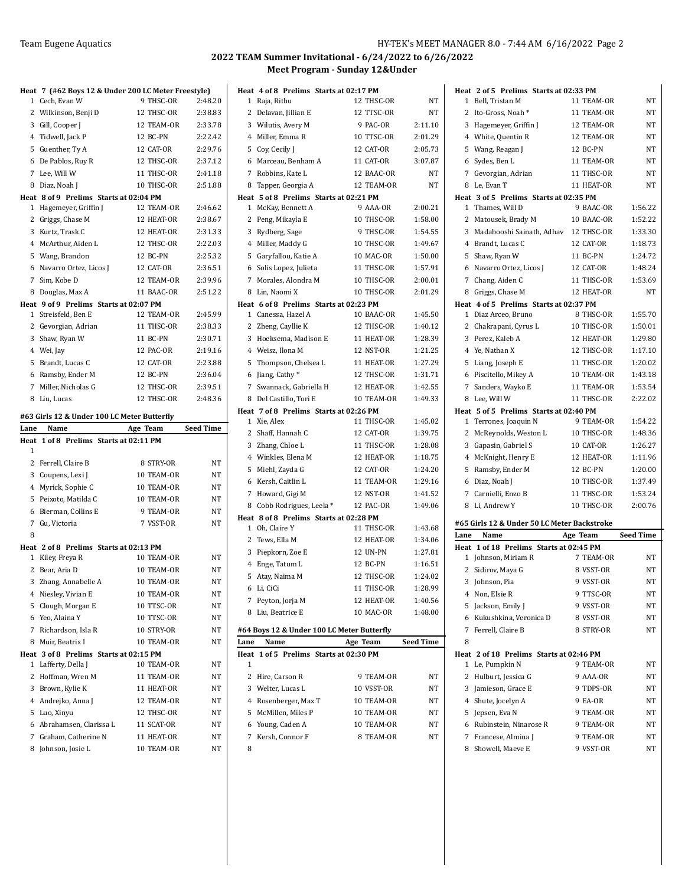## 2022 TEAM Summer Invitational - 6/24/2022 to 6/26/2022
## Meet Program - Sunday 12&Under

**Heat 7 (#62 Boys 12 & Under 200 LC Meter Freestyle)**

| Lane | Name | Age | Team | Seed Time |
|---|---|---|---|---|
| 1 | Cech, Evan W | 9 | THSC-OR | 2:48.20 |
| 2 | Wilkinson, Benji D | 12 | THSC-OR | 2:38.83 |
| 3 | Gill, Cooper J | 12 | TEAM-OR | 2:33.78 |
| 4 | Tidwell, Jack P | 12 | BC-PN | 2:22.42 |
| 5 | Guenther, Ty A | 12 | CAT-OR | 2:29.76 |
| 6 | De Pablos, Ruy R | 12 | THSC-OR | 2:37.12 |
| 7 | Lee, Will W | 11 | THSC-OR | 2:41.18 |
| 8 | Diaz, Noah J | 10 | THSC-OR | 2:51.88 |

**Heat 8 of 9 Prelims Starts at 02:04 PM**

| Lane | Name | Age | Team | Seed Time |
|---|---|---|---|---|
| 1 | Hagemeyer, Griffin J | 12 | TEAM-OR | 2:46.62 |
| 2 | Griggs, Chase M | 12 | HEAT-OR | 2:38.67 |
| 3 | Kurtz, Trask C | 12 | HEAT-OR | 2:31.33 |
| 4 | McArthur, Aiden L | 12 | THSC-OR | 2:22.03 |
| 5 | Wang, Brandon | 12 | BC-PN | 2:25.32 |
| 6 | Navarro Ortez, Licos J | 12 | CAT-OR | 2:36.51 |
| 7 | Sim, Kobe D | 12 | TEAM-OR | 2:39.96 |
| 8 | Douglas, Max A | 11 | BAAC-OR | 2:51.22 |

**Heat 9 of 9 Prelims Starts at 02:07 PM**

| Lane | Name | Age | Team | Seed Time |
|---|---|---|---|---|
| 1 | Streisfeld, Ben E | 12 | TEAM-OR | 2:45.99 |
| 2 | Gevorgian, Adrian | 11 | THSC-OR | 2:38.33 |
| 3 | Shaw, Ryan W | 11 | BC-PN | 2:30.71 |
| 4 | Wei, Jay | 12 | PAC-OR | 2:19.16 |
| 5 | Brandt, Lucas C | 12 | CAT-OR | 2:23.88 |
| 6 | Ramsby, Ender M | 12 | BC-PN | 2:36.04 |
| 7 | Miller, Nicholas G | 12 | THSC-OR | 2:39.51 |
| 8 | Liu, Lucas | 12 | THSC-OR | 2:48.36 |

### #63 Girls 12 & Under 100 LC Meter Butterfly

**Heat 1 of 8 Prelims Starts at 02:11 PM**

| Lane | Name | Age | Team | Seed Time |
|---|---|---|---|---|
| 1 | | | | |
| 2 | Ferrell, Claire B | 8 | STRY-OR | NT |
| 3 | Coupens, Lexi J | 10 | TEAM-OR | NT |
| 4 | Myrick, Sophie C | 10 | TEAM-OR | NT |
| 5 | Peixoto, Matilda C | 10 | TEAM-OR | NT |
| 6 | Bierman, Collins E | 9 | TEAM-OR | NT |
| 7 | Gu, Victoria | 7 | VSST-OR | NT |
| 8 | | | | |

**Heat 2 of 8 Prelims Starts at 02:13 PM**

| Lane | Name | Age | Team | Seed Time |
|---|---|---|---|---|
| 1 | Kiley, Freya R | 10 | TEAM-OR | NT |
| 2 | Bear, Aria D | 10 | TEAM-OR | NT |
| 3 | Zhang, Annabelle A | 10 | TEAM-OR | NT |
| 4 | Niesley, Vivian E | 10 | TEAM-OR | NT |
| 5 | Clough, Morgan E | 10 | TTSC-OR | NT |
| 6 | Yeo, Alaina Y | 10 | TTSC-OR | NT |
| 7 | Richardson, Isla R | 10 | STRY-OR | NT |
| 8 | Muir, Beatrix I | 10 | TEAM-OR | NT |

**Heat 3 of 8 Prelims Starts at 02:15 PM**

| Lane | Name | Age | Team | Seed Time |
|---|---|---|---|---|
| 1 | Lafferty, Della J | 10 | TEAM-OR | NT |
| 2 | Hoffman, Wren M | 11 | TEAM-OR | NT |
| 3 | Brown, Kylie K | 11 | HEAT-OR | NT |
| 4 | Andrejko, Anna J | 12 | TEAM-OR | NT |
| 5 | Luo, Xinyu | 12 | THSC-OR | NT |
| 6 | Abrahamsen, Clarissa L | 11 | SCAT-OR | NT |
| 7 | Graham, Catherine N | 11 | HEAT-OR | NT |
| 8 | Johnson, Josie L | 10 | TEAM-OR | NT |

**Heat 4 of 8 Prelims Starts at 02:17 PM**

| Lane | Name | Age | Team | Seed Time |
|---|---|---|---|---|
| 1 | Raja, Rithu | 12 | THSC-OR | NT |
| 2 | Delavan, Jillian E | 12 | TTSC-OR | NT |
| 3 | Wilutis, Avery M | 9 | PAC-OR | 2:11.10 |
| 4 | Miller, Emma R | 10 | TTSC-OR | 2:01.29 |
| 5 | Coy, Cecily J | 12 | CAT-OR | 2:05.73 |
| 6 | Marceau, Benham A | 11 | CAT-OR | 3:07.87 |
| 7 | Robbins, Kate L | 12 | BAAC-OR | NT |
| 8 | Tapper, Georgia A | 12 | TEAM-OR | NT |

**Heat 5 of 8 Prelims Starts at 02:21 PM**

| Lane | Name | Age | Team | Seed Time |
|---|---|---|---|---|
| 1 | McKay, Bennett A | 9 | AAA-OR | 2:00.21 |
| 2 | Peng, Mikayla E | 10 | THSC-OR | 1:58.00 |
| 3 | Rydberg, Sage | 9 | THSC-OR | 1:54.55 |
| 4 | Miller, Maddy G | 10 | THSC-OR | 1:49.67 |
| 5 | Garyfallou, Katie A | 10 | MAC-OR | 1:50.00 |
| 6 | Solis Lopez, Julieta | 11 | THSC-OR | 1:57.91 |
| 7 | Morales, Alondra M | 10 | THSC-OR | 2:00.01 |
| 8 | Lin, Naomi X | 10 | THSC-OR | 2:01.29 |

**Heat 6 of 8 Prelims Starts at 02:23 PM**

| Lane | Name | Age | Team | Seed Time |
|---|---|---|---|---|
| 1 | Canessa, Hazel A | 10 | BAAC-OR | 1:45.50 |
| 2 | Zheng, Cayllie K | 12 | THSC-OR | 1:40.12 |
| 3 | Hoeksema, Madison E | 11 | HEAT-OR | 1:28.39 |
| 4 | Weisz, Ilona M | 12 | NST-OR | 1:21.25 |
| 5 | Thompson, Chelsea L | 11 | HEAT-OR | 1:27.29 |
| 6 | Jiang, Cathy * | 12 | THSC-OR | 1:31.71 |
| 7 | Swannack, Gabriella H | 12 | HEAT-OR | 1:42.55 |
| 8 | Del Castillo, Tori E | 10 | TEAM-OR | 1:49.33 |

**Heat 7 of 8 Prelims Starts at 02:26 PM**

| Lane | Name | Age | Team | Seed Time |
|---|---|---|---|---|
| 1 | Xie, Alex | 11 | THSC-OR | 1:45.02 |
| 2 | Shaff, Hannah C | 12 | CAT-OR | 1:39.75 |
| 3 | Zhang, Chloe L | 11 | THSC-OR | 1:28.08 |
| 4 | Winkles, Elena M | 12 | HEAT-OR | 1:18.75 |
| 5 | Miehl, Zayda G | 12 | CAT-OR | 1:24.20 |
| 6 | Kersh, Caitlin L | 11 | TEAM-OR | 1:29.16 |
| 7 | Howard, Gigi M | 12 | NST-OR | 1:41.52 |
| 8 | Cobb Rodrigues, Leela * | 12 | PAC-OR | 1:49.06 |

**Heat 8 of 8 Prelims Starts at 02:28 PM**

| Lane | Name | Age | Team | Seed Time |
|---|---|---|---|---|
| 1 | Oh, Claire Y | 11 | THSC-OR | 1:43.68 |
| 2 | Tews, Ella M | 12 | HEAT-OR | 1:34.06 |
| 3 | Piepkorn, Zoe E | 12 | UN-PN | 1:27.81 |
| 4 | Enge, Tatum L | 12 | BC-PN | 1:16.51 |
| 5 | Atay, Naima M | 12 | THSC-OR | 1:24.02 |
| 6 | Li, CiCi | 11 | THSC-OR | 1:28.99 |
| 7 | Peyton, Jorja M | 12 | HEAT-OR | 1:40.56 |
| 8 | Liu, Beatrice E | 10 | MAC-OR | 1:48.00 |

### #64 Boys 12 & Under 100 LC Meter Butterfly

**Heat 1 of 5 Prelims Starts at 02:30 PM**

| Lane | Name | Age | Team | Seed Time |
|---|---|---|---|---|
| 1 | | | | |
| 2 | Hire, Carson R | 9 | TEAM-OR | NT |
| 3 | Welter, Lucas L | 10 | VSST-OR | NT |
| 4 | Rosenberger, Max T | 10 | TEAM-OR | NT |
| 5 | McMillen, Miles P | 10 | TEAM-OR | NT |
| 6 | Young, Caden A | 10 | TEAM-OR | NT |
| 7 | Kersh, Connor F | 8 | TEAM-OR | NT |
| 8 | | | | |

**Heat 2 of 5 Prelims Starts at 02:33 PM**

| Lane | Name | Age | Team | Seed Time |
|---|---|---|---|---|
| 1 | Bell, Tristan M | 11 | TEAM-OR | NT |
| 2 | Ito-Gross, Noah * | 11 | TEAM-OR | NT |
| 3 | Hagemeyer, Griffin J | 12 | TEAM-OR | NT |
| 4 | White, Quentin R | 12 | TEAM-OR | NT |
| 5 | Wang, Reagan J | 12 | BC-PN | NT |
| 6 | Sydes, Ben L | 11 | TEAM-OR | NT |
| 7 | Gevorgian, Adrian | 11 | THSC-OR | NT |
| 8 | Le, Evan T | 11 | HEAT-OR | NT |

**Heat 3 of 5 Prelims Starts at 02:35 PM**

| Lane | Name | Age | Team | Seed Time |
|---|---|---|---|---|
| 1 | Thames, Will D | 9 | BAAC-OR | 1:56.22 |
| 2 | Matousek, Brady M | 10 | BAAC-OR | 1:52.22 |
| 3 | Madabooshi Sainath, Adhav | 12 | THSC-OR | 1:33.30 |
| 4 | Brandt, Lucas C | 12 | CAT-OR | 1:18.73 |
| 5 | Shaw, Ryan W | 11 | BC-PN | 1:24.72 |
| 6 | Navarro Ortez, Licos J | 12 | CAT-OR | 1:48.24 |
| 7 | Chang, Aiden C | 11 | THSC-OR | 1:53.69 |
| 8 | Griggs, Chase M | 12 | HEAT-OR | NT |

**Heat 4 of 5 Prelims Starts at 02:37 PM**

| Lane | Name | Age | Team | Seed Time |
|---|---|---|---|---|
| 1 | Diaz Arceo, Bruno | 8 | THSC-OR | 1:55.70 |
| 2 | Chakrapani, Cyrus L | 10 | THSC-OR | 1:50.01 |
| 3 | Perez, Kaleb A | 12 | HEAT-OR | 1:29.80 |
| 4 | Ye, Nathan X | 12 | THSC-OR | 1:17.10 |
| 5 | Liang, Joseph E | 11 | THSC-OR | 1:20.02 |
| 6 | Piscitello, Mikey A | 10 | TEAM-OR | 1:43.18 |
| 7 | Sanders, Wayko E | 11 | TEAM-OR | 1:53.54 |
| 8 | Lee, Will W | 11 | THSC-OR | 2:22.02 |

**Heat 5 of 5 Prelims Starts at 02:40 PM**

| Lane | Name | Age | Team | Seed Time |
|---|---|---|---|---|
| 1 | Terrones, Joaquin N | 9 | TEAM-OR | 1:54.22 |
| 2 | McReynolds, Weston L | 10 | THSC-OR | 1:48.36 |
| 3 | Gapasin, Gabriel S | 10 | CAT-OR | 1:26.27 |
| 4 | McKnight, Henry E | 12 | HEAT-OR | 1:11.96 |
| 5 | Ramsby, Ender M | 12 | BC-PN | 1:20.00 |
| 6 | Diaz, Noah J | 10 | THSC-OR | 1:37.49 |
| 7 | Carnielli, Enzo B | 11 | THSC-OR | 1:53.24 |
| 8 | Li, Andrew Y | 10 | THSC-OR | 2:00.76 |

### #65 Girls 12 & Under 50 LC Meter Backstroke

**Heat 1 of 18 Prelims Starts at 02:45 PM**

| Lane | Name | Age | Team | Seed Time |
|---|---|---|---|---|
| 1 | Johnson, Miriam R | 7 | TEAM-OR | NT |
| 2 | Sidirov, Maya G | 8 | VSST-OR | NT |
| 3 | Johnson, Pia | 9 | VSST-OR | NT |
| 4 | Non, Elsie R | 9 | TTSC-OR | NT |
| 5 | Jackson, Emily J | 9 | VSST-OR | NT |
| 6 | Kukushkina, Veronica D | 8 | VSST-OR | NT |
| 7 | Ferrell, Claire B | 8 | STRY-OR | NT |
| 8 | | | | |

**Heat 2 of 18 Prelims Starts at 02:46 PM**

| Lane | Name | Age | Team | Seed Time |
|---|---|---|---|---|
| 1 | Le, Pumpkin N | 9 | TEAM-OR | NT |
| 2 | Hulburt, Jessica G | 9 | AAA-OR | NT |
| 3 | Jamieson, Grace E | 9 | TDPS-OR | NT |
| 4 | Shute, Jocelyn A | 9 | EA-OR | NT |
| 5 | Jepsen, Eva N | 9 | TEAM-OR | NT |
| 6 | Rubinstein, Ninarose R | 9 | TEAM-OR | NT |
| 7 | Francese, Almina J | 9 | TEAM-OR | NT |
| 8 | Showell, Maeve E | 9 | VSST-OR | NT |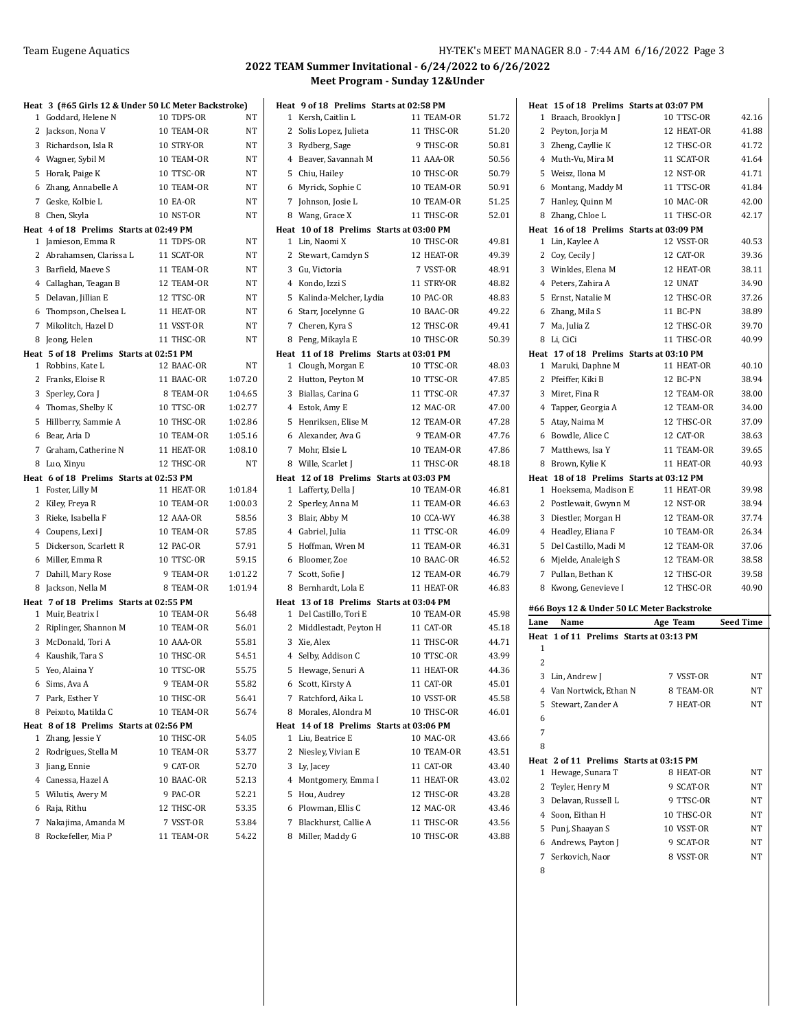## 2022 TEAM Summer Invitational - 6/24/2022 to 6/26/2022

### Meet Program - Sunday 12&Under

**Heat 3 (#65 Girls 12 & Under 50 LC Meter Backstroke)**

| Lane | Name | Age | Team | Seed Time |
|---|---|---|---|---|
| 1 | Goddard, Helene N | 10 | TDPS-OR | NT |
| 2 | Jackson, Nona V | 10 | TEAM-OR | NT |
| 3 | Richardson, Isla R | 10 | STRY-OR | NT |
| 4 | Wagner, Sybil M | 10 | TEAM-OR | NT |
| 5 | Horak, Paige K | 10 | TTSC-OR | NT |
| 6 | Zhang, Annabelle A | 10 | TEAM-OR | NT |
| 7 | Geske, Kolbie L | 10 | EA-OR | NT |
| 8 | Chen, Skyla | 10 | NST-OR | NT |

**Heat 4 of 18 Prelims Starts at 02:49 PM**

| Lane | Name | Age | Team | Seed Time |
|---|---|---|---|---|
| 1 | Jamieson, Emma R | 11 | TDPS-OR | NT |
| 2 | Abrahamsen, Clarissa L | 11 | SCAT-OR | NT |
| 3 | Barfield, Maeve S | 11 | TEAM-OR | NT |
| 4 | Callaghan, Teagan B | 12 | TEAM-OR | NT |
| 5 | Delavan, Jillian E | 12 | TTSC-OR | NT |
| 6 | Thompson, Chelsea L | 11 | HEAT-OR | NT |
| 7 | Mikolitch, Hazel D | 11 | VSST-OR | NT |
| 8 | Jeong, Helen | 11 | THSC-OR | NT |

**Heat 5 of 18 Prelims Starts at 02:51 PM**

| Lane | Name | Age | Team | Seed Time |
|---|---|---|---|---|
| 1 | Robbins, Kate L | 12 | BAAC-OR | NT |
| 2 | Franks, Eloise R | 11 | BAAC-OR | 1:07.20 |
| 3 | Sperley, Cora J | 8 | TEAM-OR | 1:04.65 |
| 4 | Thomas, Shelby K | 10 | TTSC-OR | 1:02.77 |
| 5 | Hillberry, Sammie A | 10 | THSC-OR | 1:02.86 |
| 6 | Bear, Aria D | 10 | TEAM-OR | 1:05.16 |
| 7 | Graham, Catherine N | 11 | HEAT-OR | 1:08.10 |
| 8 | Luo, Xinyu | 12 | THSC-OR | NT |

**Heat 6 of 18 Prelims Starts at 02:53 PM**

| Lane | Name | Age | Team | Seed Time |
|---|---|---|---|---|
| 1 | Foster, Lilly M | 11 | HEAT-OR | 1:01.84 |
| 2 | Kiley, Freya R | 10 | TEAM-OR | 1:00.03 |
| 3 | Rieke, Isabella F | 12 | AAA-OR | 58.56 |
| 4 | Coupens, Lexi J | 10 | TEAM-OR | 57.85 |
| 5 | Dickerson, Scarlett R | 12 | PAC-OR | 57.91 |
| 6 | Miller, Emma R | 10 | TTSC-OR | 59.15 |
| 7 | Dahill, Mary Rose | 9 | TEAM-OR | 1:01.22 |
| 8 | Jackson, Nella M | 8 | TEAM-OR | 1:01.94 |

**Heat 7 of 18 Prelims Starts at 02:55 PM**

| Lane | Name | Age | Team | Seed Time |
|---|---|---|---|---|
| 1 | Muir, Beatrix I | 10 | TEAM-OR | 56.48 |
| 2 | Riplinger, Shannon M | 10 | TEAM-OR | 56.01 |
| 3 | McDonald, Tori A | 10 | AAA-OR | 55.81 |
| 4 | Kaushik, Tara S | 10 | THSC-OR | 54.51 |
| 5 | Yeo, Alaina Y | 10 | TTSC-OR | 55.75 |
| 6 | Sims, Ava A | 9 | TEAM-OR | 55.82 |
| 7 | Park, Esther Y | 10 | THSC-OR | 56.41 |
| 8 | Peixoto, Matilda C | 10 | TEAM-OR | 56.74 |

**Heat 8 of 18 Prelims Starts at 02:56 PM**

| Lane | Name | Age | Team | Seed Time |
|---|---|---|---|---|
| 1 | Zhang, Jessie Y | 10 | THSC-OR | 54.05 |
| 2 | Rodrigues, Stella M | 10 | TEAM-OR | 53.77 |
| 3 | Jiang, Ennie | 9 | CAT-OR | 52.70 |
| 4 | Canessa, Hazel A | 10 | BAAC-OR | 52.13 |
| 5 | Wilutis, Avery M | 9 | PAC-OR | 52.21 |
| 6 | Raja, Rithu | 12 | THSC-OR | 53.35 |
| 7 | Nakajima, Amanda M | 7 | VSST-OR | 53.84 |
| 8 | Rockefeller, Mia P | 11 | TEAM-OR | 54.22 |

**Heat 9 of 18 Prelims Starts at 02:58 PM**

| Lane | Name | Age | Team | Seed Time |
|---|---|---|---|---|
| 1 | Kersh, Caitlin L | 11 | TEAM-OR | 51.72 |
| 2 | Solis Lopez, Julieta | 11 | THSC-OR | 51.20 |
| 3 | Rydberg, Sage | 9 | THSC-OR | 50.81 |
| 4 | Beaver, Savannah M | 11 | AAA-OR | 50.56 |
| 5 | Chiu, Hailey | 10 | THSC-OR | 50.79 |
| 6 | Myrick, Sophie C | 10 | TEAM-OR | 50.91 |
| 7 | Johnson, Josie L | 10 | TEAM-OR | 51.25 |
| 8 | Wang, Grace X | 11 | THSC-OR | 52.01 |

**Heat 10 of 18 Prelims Starts at 03:00 PM**

| Lane | Name | Age | Team | Seed Time |
|---|---|---|---|---|
| 1 | Lin, Naomi X | 10 | THSC-OR | 49.81 |
| 2 | Stewart, Camdyn S | 12 | HEAT-OR | 49.39 |
| 3 | Gu, Victoria | 7 | VSST-OR | 48.91 |
| 4 | Kondo, Izzi S | 11 | STRY-OR | 48.82 |
| 5 | Kalinda-Melcher, Lydia | 10 | PAC-OR | 48.83 |
| 6 | Starr, Jocelynne G | 10 | BAAC-OR | 49.22 |
| 7 | Cheren, Kyra S | 12 | THSC-OR | 49.41 |
| 8 | Peng, Mikayla E | 10 | THSC-OR | 50.39 |

**Heat 11 of 18 Prelims Starts at 03:01 PM**

| Lane | Name | Age | Team | Seed Time |
|---|---|---|---|---|
| 1 | Clough, Morgan E | 10 | TTSC-OR | 48.03 |
| 2 | Hutton, Peyton M | 10 | TTSC-OR | 47.85 |
| 3 | Biallas, Carina G | 11 | TTSC-OR | 47.37 |
| 4 | Estok, Amy E | 12 | MAC-OR | 47.00 |
| 5 | Henriksen, Elise M | 12 | TEAM-OR | 47.28 |
| 6 | Alexander, Ava G | 9 | TEAM-OR | 47.76 |
| 7 | Mohr, Elsie L | 10 | TEAM-OR | 47.86 |
| 8 | Wille, Scarlet J | 11 | THSC-OR | 48.18 |

**Heat 12 of 18 Prelims Starts at 03:03 PM**

| Lane | Name | Age | Team | Seed Time |
|---|---|---|---|---|
| 1 | Lafferty, Della J | 10 | TEAM-OR | 46.81 |
| 2 | Sperley, Anna M | 11 | TEAM-OR | 46.63 |
| 3 | Blair, Abby M | 10 | CCA-WY | 46.38 |
| 4 | Gabriel, Julia | 11 | TTSC-OR | 46.09 |
| 5 | Hoffman, Wren M | 11 | TEAM-OR | 46.31 |
| 6 | Bloomer, Zoe | 10 | BAAC-OR | 46.52 |
| 7 | Scott, Sofie J | 12 | TEAM-OR | 46.79 |
| 8 | Bernhardt, Lola E | 11 | HEAT-OR | 46.83 |

**Heat 13 of 18 Prelims Starts at 03:04 PM**

| Lane | Name | Age | Team | Seed Time |
|---|---|---|---|---|
| 1 | Del Castillo, Tori E | 10 | TEAM-OR | 45.98 |
| 2 | Middlestadt, Peyton H | 11 | CAT-OR | 45.18 |
| 3 | Xie, Alex | 11 | THSC-OR | 44.71 |
| 4 | Selby, Addison C | 10 | TTSC-OR | 43.99 |
| 5 | Hewage, Senuri A | 11 | HEAT-OR | 44.36 |
| 6 | Scott, Kirsty A | 11 | CAT-OR | 45.01 |
| 7 | Ratchford, Aika L | 10 | VSST-OR | 45.58 |
| 8 | Morales, Alondra M | 10 | THSC-OR | 46.01 |

**Heat 14 of 18 Prelims Starts at 03:06 PM**

| Lane | Name | Age | Team | Seed Time |
|---|---|---|---|---|
| 1 | Liu, Beatrice E | 10 | MAC-OR | 43.66 |
| 2 | Niesley, Vivian E | 10 | TEAM-OR | 43.51 |
| 3 | Ly, Jacey | 11 | CAT-OR | 43.40 |
| 4 | Montgomery, Emma I | 11 | HEAT-OR | 43.02 |
| 5 | Hou, Audrey | 12 | THSC-OR | 43.28 |
| 6 | Plowman, Ellis C | 12 | MAC-OR | 43.46 |
| 7 | Blackhurst, Callie A | 11 | THSC-OR | 43.56 |
| 8 | Miller, Maddy G | 10 | THSC-OR | 43.88 |

**Heat 15 of 18 Prelims Starts at 03:07 PM**

| Lane | Name | Age | Team | Seed Time |
|---|---|---|---|---|
| 1 | Braach, Brooklyn J | 10 | TTSC-OR | 42.16 |
| 2 | Peyton, Jorja M | 12 | HEAT-OR | 41.88 |
| 3 | Zheng, Cayllie K | 12 | THSC-OR | 41.72 |
| 4 | Muth-Vu, Mira M | 11 | SCAT-OR | 41.64 |
| 5 | Weisz, Ilona M | 12 | NST-OR | 41.71 |
| 6 | Montang, Maddy M | 11 | TTSC-OR | 41.84 |
| 7 | Hanley, Quinn M | 10 | MAC-OR | 42.00 |
| 8 | Zhang, Chloe L | 11 | THSC-OR | 42.17 |

**Heat 16 of 18 Prelims Starts at 03:09 PM**

| Lane | Name | Age | Team | Seed Time |
|---|---|---|---|---|
| 1 | Lin, Kaylee A | 12 | VSST-OR | 40.53 |
| 2 | Coy, Cecily J | 12 | CAT-OR | 39.36 |
| 3 | Winkles, Elena M | 12 | HEAT-OR | 38.11 |
| 4 | Peters, Zahira A | 12 | UNAT | 34.90 |
| 5 | Ernst, Natalie M | 12 | THSC-OR | 37.26 |
| 6 | Zhang, Mila S | 11 | BC-PN | 38.89 |
| 7 | Ma, Julia Z | 12 | THSC-OR | 39.70 |
| 8 | Li, CiCi | 11 | THSC-OR | 40.99 |

**Heat 17 of 18 Prelims Starts at 03:10 PM**

| Lane | Name | Age | Team | Seed Time |
|---|---|---|---|---|
| 1 | Maruki, Daphne M | 11 | HEAT-OR | 40.10 |
| 2 | Pfeiffer, Kiki B | 12 | BC-PN | 38.94 |
| 3 | Miret, Fina R | 12 | TEAM-OR | 38.00 |
| 4 | Tapper, Georgia A | 12 | TEAM-OR | 34.00 |
| 5 | Atay, Naima M | 12 | THSC-OR | 37.09 |
| 6 | Bowdle, Alice C | 12 | CAT-OR | 38.63 |
| 7 | Matthews, Isa Y | 11 | TEAM-OR | 39.65 |
| 8 | Brown, Kylie K | 11 | HEAT-OR | 40.93 |

**Heat 18 of 18 Prelims Starts at 03:12 PM**

| Lane | Name | Age | Team | Seed Time |
|---|---|---|---|---|
| 1 | Hoeksema, Madison E | 11 | HEAT-OR | 39.98 |
| 2 | Postlewait, Gwynn M | 12 | NST-OR | 38.94 |
| 3 | Diestler, Morgan H | 12 | TEAM-OR | 37.74 |
| 4 | Headley, Eliana F | 10 | TEAM-OR | 26.34 |
| 5 | Del Castillo, Madi M | 12 | TEAM-OR | 37.06 |
| 6 | Mjelde, Analeigh S | 12 | TEAM-OR | 38.58 |
| 7 | Pullan, Bethan K | 12 | THSC-OR | 39.58 |
| 8 | Kwong, Genevieve I | 12 | THSC-OR | 40.90 |

### #66 Boys 12 & Under 50 LC Meter Backstroke

**Heat 1 of 11 Prelims Starts at 03:13 PM**

| Lane | Name | Age | Team | Seed Time |
|---|---|---|---|---|
| 1 | | | | |
| 2 | | | | |
| 3 | Lin, Andrew J | 7 | VSST-OR | NT |
| 4 | Van Nortwick, Ethan N | 8 | TEAM-OR | NT |
| 5 | Stewart, Zander A | 7 | HEAT-OR | NT |
| 6 | | | | |
| 7 | | | | |
| 8 | | | | |

**Heat 2 of 11 Prelims Starts at 03:15 PM**

| Lane | Name | Age | Team | Seed Time |
|---|---|---|---|---|
| 1 | Hewage, Sunara T | 8 | HEAT-OR | NT |
| 2 | Teyler, Henry M | 9 | SCAT-OR | NT |
| 3 | Delavan, Russell L | 9 | TTSC-OR | NT |
| 4 | Soon, Eithan H | 10 | THSC-OR | NT |
| 5 | Punj, Shaayan S | 10 | VSST-OR | NT |
| 6 | Andrews, Payton J | 9 | SCAT-OR | NT |
| 7 | Serkovich, Naor | 8 | VSST-OR | NT |
| 8 | | | | |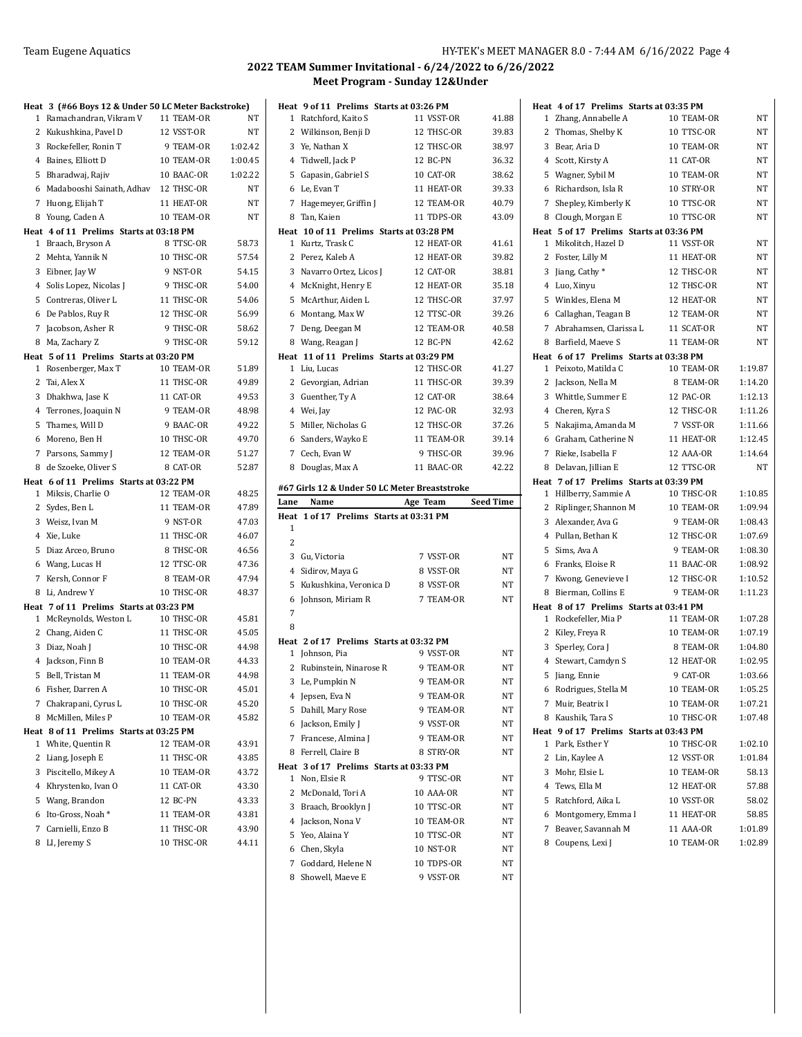## 2022 TEAM Summer Invitational - 6/24/2022 to 6/26/2022
## Meet Program - Sunday 12&Under

**Heat 3 (#66 Boys 12 & Under 50 LC Meter Backstroke)**

| Lane | Name | Age | Team | Seed Time |
|---|---|---|---|---|
| 1 | Ramachandran, Vikram V | 11 | TEAM-OR | NT |
| 2 | Kukushkina, Pavel D | 12 | VSST-OR | NT |
| 3 | Rockefeller, Ronin T | 9 | TEAM-OR | 1:02.42 |
| 4 | Baines, Elliott D | 10 | TEAM-OR | 1:00.45 |
| 5 | Bharadwaj, Rajiv | 10 | BAAC-OR | 1:02.22 |
| 6 | Madabooshi Sainath, Adhav | 12 | THSC-OR | NT |
| 7 | Huong, Elijah T | 11 | HEAT-OR | NT |
| 8 | Young, Caden A | 10 | TEAM-OR | NT |

**Heat 4 of 11 Prelims Starts at 03:18 PM**

| Lane | Name | Age | Team | Seed Time |
|---|---|---|---|---|
| 1 | Braach, Bryson A | 8 | TTSC-OR | 58.73 |
| 2 | Mehta, Yannik N | 10 | TTSC-OR | 57.54 |
| 3 | Eibner, Jay W | 9 | NST-OR | 54.15 |
| 4 | Solis Lopez, Nicolas J | 9 | THSC-OR | 54.00 |
| 5 | Contreras, Oliver L | 11 | THSC-OR | 54.06 |
| 6 | De Pablos, Ruy R | 12 | THSC-OR | 56.99 |
| 7 | Jacobson, Asher R | 9 | THSC-OR | 58.62 |
| 8 | Ma, Zachary Z | 9 | THSC-OR | 59.12 |

**Heat 5 of 11 Prelims Starts at 03:20 PM**

| Lane | Name | Age | Team | Seed Time |
|---|---|---|---|---|
| 1 | Rosenberger, Max T | 10 | TEAM-OR | 51.89 |
| 2 | Tai, Alex X | 11 | THSC-OR | 49.89 |
| 3 | Dhakhwa, Jase K | 11 | CAT-OR | 49.53 |
| 4 | Terrones, Joaquin N | 9 | TEAM-OR | 48.98 |
| 5 | Thames, Will D | 9 | BAAC-OR | 49.22 |
| 6 | Moreno, Ben H | 10 | THSC-OR | 49.70 |
| 7 | Parsons, Sammy J | 12 | TEAM-OR | 51.27 |
| 8 | de Szoeke, Oliver S | 8 | CAT-OR | 52.87 |

**Heat 6 of 11 Prelims Starts at 03:22 PM**

| Lane | Name | Age | Team | Seed Time |
|---|---|---|---|---|
| 1 | Miksis, Charlie O | 12 | TEAM-OR | 48.25 |
| 2 | Sydes, Ben L | 11 | TEAM-OR | 47.89 |
| 3 | Weisz, Ivan M | 9 | NST-OR | 47.03 |
| 4 | Xie, Luke | 11 | THSC-OR | 46.07 |
| 5 | Diaz Arceo, Bruno | 8 | THSC-OR | 46.56 |
| 6 | Wang, Lucas H | 12 | TTSC-OR | 47.36 |
| 7 | Kersh, Connor F | 8 | TEAM-OR | 47.94 |
| 8 | Li, Andrew Y | 10 | THSC-OR | 48.37 |

**Heat 7 of 11 Prelims Starts at 03:23 PM**

| Lane | Name | Age | Team | Seed Time |
|---|---|---|---|---|
| 1 | McReynolds, Weston L | 10 | THSC-OR | 45.81 |
| 2 | Chang, Aiden C | 11 | THSC-OR | 45.05 |
| 3 | Diaz, Noah J | 10 | THSC-OR | 44.98 |
| 4 | Jackson, Finn B | 10 | TEAM-OR | 44.33 |
| 5 | Bell, Tristan M | 11 | TEAM-OR | 44.98 |
| 6 | Fisher, Darren A | 10 | THSC-OR | 45.01 |
| 7 | Chakrapani, Cyrus L | 10 | THSC-OR | 45.20 |
| 8 | McMillen, Miles P | 10 | TEAM-OR | 45.82 |

**Heat 8 of 11 Prelims Starts at 03:25 PM**

| Lane | Name | Age | Team | Seed Time |
|---|---|---|---|---|
| 1 | White, Quentin R | 12 | TEAM-OR | 43.91 |
| 2 | Liang, Joseph E | 11 | THSC-OR | 43.85 |
| 3 | Piscitello, Mikey A | 10 | TEAM-OR | 43.72 |
| 4 | Khrystenko, Ivan O | 11 | CAT-OR | 43.30 |
| 5 | Wang, Brandon | 12 | BC-PN | 43.33 |
| 6 | Ito-Gross, Noah * | 11 | TEAM-OR | 43.81 |
| 7 | Carnielli, Enzo B | 11 | THSC-OR | 43.90 |
| 8 | LI, Jeremy S | 10 | THSC-OR | 44.11 |

**Heat 9 of 11 Prelims Starts at 03:26 PM**

| Lane | Name | Age | Team | Seed Time |
|---|---|---|---|---|
| 1 | Ratchford, Kaito S | 11 | VSST-OR | 41.88 |
| 2 | Wilkinson, Benji D | 12 | THSC-OR | 39.83 |
| 3 | Ye, Nathan X | 12 | THSC-OR | 38.97 |
| 4 | Tidwell, Jack P | 12 | BC-PN | 36.32 |
| 5 | Gapasin, Gabriel S | 10 | CAT-OR | 38.62 |
| 6 | Le, Evan T | 11 | HEAT-OR | 39.33 |
| 7 | Hagemeyer, Griffin J | 12 | TEAM-OR | 40.79 |
| 8 | Tan, Kaien | 11 | TDPS-OR | 43.09 |

**Heat 10 of 11 Prelims Starts at 03:28 PM**

| Lane | Name | Age | Team | Seed Time |
|---|---|---|---|---|
| 1 | Kurtz, Trask C | 12 | HEAT-OR | 41.61 |
| 2 | Perez, Kaleb A | 12 | HEAT-OR | 39.82 |
| 3 | Navarro Ortez, Licos J | 12 | CAT-OR | 38.81 |
| 4 | McKnight, Henry E | 12 | HEAT-OR | 35.18 |
| 5 | McArthur, Aiden L | 12 | THSC-OR | 37.97 |
| 6 | Montang, Max W | 12 | TTSC-OR | 39.26 |
| 7 | Deng, Deegan M | 12 | TEAM-OR | 40.58 |
| 8 | Wang, Reagan J | 12 | BC-PN | 42.62 |

**Heat 11 of 11 Prelims Starts at 03:29 PM**

| Lane | Name | Age | Team | Seed Time |
|---|---|---|---|---|
| 1 | Liu, Lucas | 12 | THSC-OR | 41.27 |
| 2 | Gevorgian, Adrian | 11 | THSC-OR | 39.39 |
| 3 | Guenther, Ty A | 12 | CAT-OR | 38.64 |
| 4 | Wei, Jay | 12 | PAC-OR | 32.93 |
| 5 | Miller, Nicholas G | 12 | THSC-OR | 37.26 |
| 6 | Sanders, Wayko E | 11 | TEAM-OR | 39.14 |
| 7 | Cech, Evan W | 9 | THSC-OR | 39.96 |
| 8 | Douglas, Max A | 11 | BAAC-OR | 42.22 |

### #67 Girls 12 & Under 50 LC Meter Breaststroke

**Heat 1 of 17 Prelims Starts at 03:31 PM**

| Lane | Name | Age | Team | Seed Time |
|---|---|---|---|---|
| 1 | | | | |
| 2 | | | | |
| 3 | Gu, Victoria | 7 | VSST-OR | NT |
| 4 | Sidirov, Maya G | 8 | VSST-OR | NT |
| 5 | Kukushkina, Veronica D | 8 | VSST-OR | NT |
| 6 | Johnson, Miriam R | 7 | TEAM-OR | NT |
| 7 | | | | |
| 8 | | | | |

**Heat 2 of 17 Prelims Starts at 03:32 PM**

| Lane | Name | Age | Team | Seed Time |
|---|---|---|---|---|
| 1 | Johnson, Pia | 9 | VSST-OR | NT |
| 2 | Rubinstein, Ninarose R | 9 | TEAM-OR | NT |
| 3 | Le, Pumpkin N | 9 | TEAM-OR | NT |
| 4 | Jepsen, Eva N | 9 | TEAM-OR | NT |
| 5 | Dahill, Mary Rose | 9 | TEAM-OR | NT |
| 6 | Jackson, Emily J | 9 | VSST-OR | NT |
| 7 | Francese, Almina J | 9 | TEAM-OR | NT |
| 8 | Ferrell, Claire B | 8 | STRY-OR | NT |

**Heat 3 of 17 Prelims Starts at 03:33 PM**

| Lane | Name | Age | Team | Seed Time |
|---|---|---|---|---|
| 1 | Non, Elsie R | 9 | TTSC-OR | NT |
| 2 | McDonald, Tori A | 10 | AAA-OR | NT |
| 3 | Braach, Brooklyn J | 10 | TTSC-OR | NT |
| 4 | Jackson, Nona V | 10 | TEAM-OR | NT |
| 5 | Yeo, Alaina Y | 10 | TTSC-OR | NT |
| 6 | Chen, Skyla | 10 | NST-OR | NT |
| 7 | Goddard, Helene N | 10 | TDPS-OR | NT |
| 8 | Showell, Maeve E | 9 | VSST-OR | NT |

**Heat 4 of 17 Prelims Starts at 03:35 PM**

| Lane | Name | Age | Team | Seed Time |
|---|---|---|---|---|
| 1 | Zhang, Annabelle A | 10 | TEAM-OR | NT |
| 2 | Thomas, Shelby K | 10 | TTSC-OR | NT |
| 3 | Bear, Aria D | 10 | TEAM-OR | NT |
| 4 | Scott, Kirsty A | 11 | CAT-OR | NT |
| 5 | Wagner, Sybil M | 10 | TEAM-OR | NT |
| 6 | Richardson, Isla R | 10 | STRY-OR | NT |
| 7 | Shepley, Kimberly K | 10 | TTSC-OR | NT |
| 8 | Clough, Morgan E | 10 | TTSC-OR | NT |

**Heat 5 of 17 Prelims Starts at 03:36 PM**

| Lane | Name | Age | Team | Seed Time |
|---|---|---|---|---|
| 1 | Mikolitch, Hazel D | 11 | VSST-OR | NT |
| 2 | Foster, Lilly M | 11 | HEAT-OR | NT |
| 3 | Jiang, Cathy * | 12 | THSC-OR | NT |
| 4 | Luo, Xinyu | 12 | THSC-OR | NT |
| 5 | Winkles, Elena M | 12 | HEAT-OR | NT |
| 6 | Callaghan, Teagan B | 12 | TEAM-OR | NT |
| 7 | Abrahamsen, Clarissa L | 11 | SCAT-OR | NT |
| 8 | Barfield, Maeve S | 11 | TEAM-OR | NT |

**Heat 6 of 17 Prelims Starts at 03:38 PM**

| Lane | Name | Age | Team | Seed Time |
|---|---|---|---|---|
| 1 | Peixoto, Matilda C | 10 | TEAM-OR | 1:19.87 |
| 2 | Jackson, Nella M | 8 | TEAM-OR | 1:14.20 |
| 3 | Whittle, Summer E | 12 | PAC-OR | 1:12.13 |
| 4 | Cheren, Kyra S | 12 | THSC-OR | 1:11.26 |
| 5 | Nakajima, Amanda M | 7 | VSST-OR | 1:11.66 |
| 6 | Graham, Catherine N | 11 | HEAT-OR | 1:12.45 |
| 7 | Rieke, Isabella F | 12 | AAA-OR | 1:14.64 |
| 8 | Delavan, Jillian E | 12 | TTSC-OR | NT |

**Heat 7 of 17 Prelims Starts at 03:39 PM**

| Lane | Name | Age | Team | Seed Time |
|---|---|---|---|---|
| 1 | Hillberry, Sammie A | 10 | THSC-OR | 1:10.85 |
| 2 | Riplinger, Shannon M | 10 | TEAM-OR | 1:09.94 |
| 3 | Alexander, Ava G | 9 | TEAM-OR | 1:08.43 |
| 4 | Pullan, Bethan K | 12 | THSC-OR | 1:07.69 |
| 5 | Sims, Ava A | 9 | TEAM-OR | 1:08.30 |
| 6 | Franks, Eloise R | 11 | BAAC-OR | 1:08.92 |
| 7 | Kwong, Genevieve I | 12 | THSC-OR | 1:10.52 |
| 8 | Bierman, Collins E | 9 | TEAM-OR | 1:11.23 |

**Heat 8 of 17 Prelims Starts at 03:41 PM**

| Lane | Name | Age | Team | Seed Time |
|---|---|---|---|---|
| 1 | Rockefeller, Mia P | 11 | TEAM-OR | 1:07.28 |
| 2 | Kiley, Freya R | 10 | TEAM-OR | 1:07.19 |
| 3 | Sperley, Cora J | 8 | TEAM-OR | 1:04.80 |
| 4 | Stewart, Camdyn S | 12 | HEAT-OR | 1:02.95 |
| 5 | Jiang, Ennie | 9 | CAT-OR | 1:03.66 |
| 6 | Rodrigues, Stella M | 10 | TEAM-OR | 1:05.25 |
| 7 | Muir, Beatrix I | 10 | TEAM-OR | 1:07.21 |
| 8 | Kaushik, Tara S | 10 | THSC-OR | 1:07.48 |

**Heat 9 of 17 Prelims Starts at 03:43 PM**

| Lane | Name | Age | Team | Seed Time |
|---|---|---|---|---|
| 1 | Park, Esther Y | 10 | THSC-OR | 1:02.10 |
| 2 | Lin, Kaylee A | 12 | VSST-OR | 1:01.84 |
| 3 | Mohr, Elsie L | 10 | TEAM-OR | 58.13 |
| 4 | Tews, Ella M | 12 | HEAT-OR | 57.88 |
| 5 | Ratchford, Aika L | 10 | VSST-OR | 58.02 |
| 6 | Montgomery, Emma I | 11 | HEAT-OR | 58.85 |
| 7 | Beaver, Savannah M | 11 | AAA-OR | 1:01.89 |
| 8 | Coupens, Lexi J | 10 | TEAM-OR | 1:02.89 |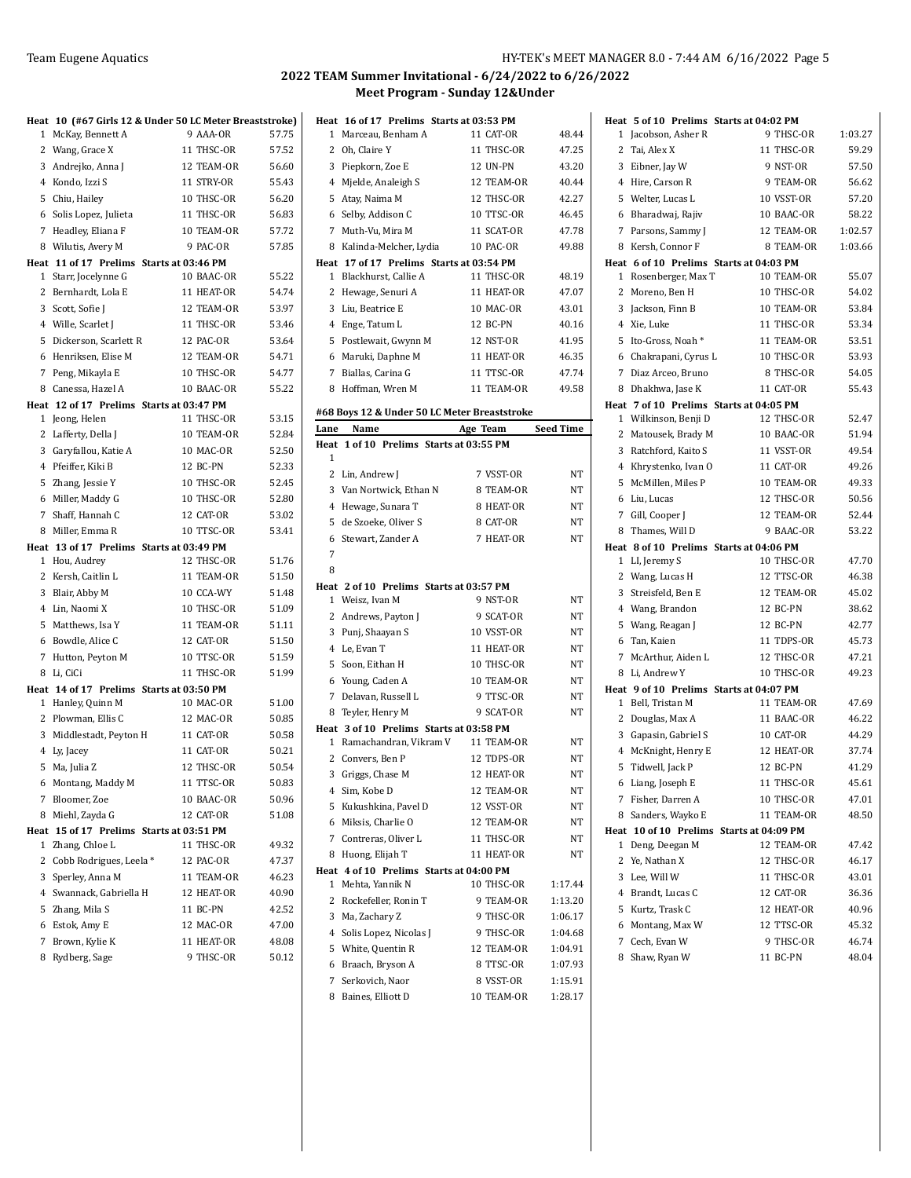## 2022 TEAM Summer Invitational - 6/24/2022 to 6/26/2022
### Meet Program - Sunday 12&Under

**Heat 10 (#67 Girls 12 & Under 50 LC Meter Breaststroke)**

| Lane | Name | Age | Team | Seed Time |
|---|---|---|---|---|
| 1 | McKay, Bennett A | 9 | AAA-OR | 57.75 |
| 2 | Wang, Grace X | 11 | THSC-OR | 57.52 |
| 3 | Andrejko, Anna J | 12 | TEAM-OR | 56.60 |
| 4 | Kondo, Izzi S | 11 | STRY-OR | 55.43 |
| 5 | Chiu, Hailey | 10 | THSC-OR | 56.20 |
| 6 | Solis Lopez, Julieta | 11 | THSC-OR | 56.83 |
| 7 | Headley, Eliana F | 10 | TEAM-OR | 57.72 |
| 8 | Wilutis, Avery M | 9 | PAC-OR | 57.85 |

**Heat 11 of 17 Prelims Starts at 03:46 PM**

| Lane | Name | Age | Team | Seed Time |
|---|---|---|---|---|
| 1 | Starr, Jocelynne G | 10 | BAAC-OR | 55.22 |
| 2 | Bernhardt, Lola E | 11 | HEAT-OR | 54.74 |
| 3 | Scott, Sofie J | 12 | TEAM-OR | 53.97 |
| 4 | Wille, Scarlet J | 11 | THSC-OR | 53.46 |
| 5 | Dickerson, Scarlett R | 12 | PAC-OR | 53.64 |
| 6 | Henriksen, Elise M | 12 | TEAM-OR | 54.71 |
| 7 | Peng, Mikayla E | 10 | THSC-OR | 54.77 |
| 8 | Canessa, Hazel A | 10 | BAAC-OR | 55.22 |

**Heat 12 of 17 Prelims Starts at 03:47 PM**

| Lane | Name | Age | Team | Seed Time |
|---|---|---|---|---|
| 1 | Jeong, Helen | 11 | THSC-OR | 53.15 |
| 2 | Lafferty, Della J | 10 | TEAM-OR | 52.84 |
| 3 | Garyfallou, Katie A | 10 | MAC-OR | 52.50 |
| 4 | Pfeiffer, Kiki B | 12 | BC-PN | 52.33 |
| 5 | Zhang, Jessie Y | 10 | THSC-OR | 52.45 |
| 6 | Miller, Maddy G | 10 | THSC-OR | 52.80 |
| 7 | Shaff, Hannah C | 12 | CAT-OR | 53.02 |
| 8 | Miller, Emma R | 10 | TTSC-OR | 53.41 |

**Heat 13 of 17 Prelims Starts at 03:49 PM**

| Lane | Name | Age | Team | Seed Time |
|---|---|---|---|---|
| 1 | Hou, Audrey | 12 | THSC-OR | 51.76 |
| 2 | Kersh, Caitlin L | 11 | TEAM-OR | 51.50 |
| 3 | Blair, Abby M | 10 | CCA-WY | 51.48 |
| 4 | Lin, Naomi X | 10 | THSC-OR | 51.09 |
| 5 | Matthews, Isa Y | 11 | TEAM-OR | 51.11 |
| 6 | Bowdle, Alice C | 12 | CAT-OR | 51.50 |
| 7 | Hutton, Peyton M | 10 | TTSC-OR | 51.59 |
| 8 | Li, CiCi | 11 | THSC-OR | 51.99 |

**Heat 14 of 17 Prelims Starts at 03:50 PM**

| Lane | Name | Age | Team | Seed Time |
|---|---|---|---|---|
| 1 | Hanley, Quinn M | 10 | MAC-OR | 51.00 |
| 2 | Plowman, Ellis C | 12 | MAC-OR | 50.85 |
| 3 | Middlestadt, Peyton H | 11 | CAT-OR | 50.58 |
| 4 | Ly, Jacey | 11 | CAT-OR | 50.21 |
| 5 | Ma, Julia Z | 12 | THSC-OR | 50.54 |
| 6 | Montang, Maddy M | 11 | TTSC-OR | 50.83 |
| 7 | Bloomer, Zoe | 10 | BAAC-OR | 50.96 |
| 8 | Miehl, Zayda G | 12 | CAT-OR | 51.08 |

**Heat 15 of 17 Prelims Starts at 03:51 PM**

| Lane | Name | Age | Team | Seed Time |
|---|---|---|---|---|
| 1 | Zhang, Chloe L | 11 | THSC-OR | 49.32 |
| 2 | Cobb Rodrigues, Leela * | 12 | PAC-OR | 47.37 |
| 3 | Sperley, Anna M | 11 | TEAM-OR | 46.23 |
| 4 | Swannack, Gabriella H | 12 | HEAT-OR | 40.90 |
| 5 | Zhang, Mila S | 11 | BC-PN | 42.52 |
| 6 | Estok, Amy E | 12 | MAC-OR | 47.00 |
| 7 | Brown, Kylie K | 11 | HEAT-OR | 48.08 |
| 8 | Rydberg, Sage | 9 | THSC-OR | 50.12 |

**Heat 16 of 17 Prelims Starts at 03:53 PM**

| Lane | Name | Age | Team | Seed Time |
|---|---|---|---|---|
| 1 | Marceau, Benham A | 11 | CAT-OR | 48.44 |
| 2 | Oh, Claire Y | 11 | THSC-OR | 47.25 |
| 3 | Piepkorn, Zoe E | 12 | UN-PN | 43.20 |
| 4 | Mjelde, Analeigh S | 12 | TEAM-OR | 40.44 |
| 5 | Atay, Naima M | 12 | THSC-OR | 42.27 |
| 6 | Selby, Addison C | 10 | TTSC-OR | 46.45 |
| 7 | Muth-Vu, Mira M | 11 | SCAT-OR | 47.78 |
| 8 | Kalinda-Melcher, Lydia | 10 | PAC-OR | 49.88 |

**Heat 17 of 17 Prelims Starts at 03:54 PM**

| Lane | Name | Age | Team | Seed Time |
|---|---|---|---|---|
| 1 | Blackhurst, Callie A | 11 | THSC-OR | 48.19 |
| 2 | Hewage, Senuri A | 11 | HEAT-OR | 47.07 |
| 3 | Liu, Beatrice E | 10 | MAC-OR | 43.01 |
| 4 | Enge, Tatum L | 12 | BC-PN | 40.16 |
| 5 | Postlewait, Gwynn M | 12 | NST-OR | 41.95 |
| 6 | Maruki, Daphne M | 11 | HEAT-OR | 46.35 |
| 7 | Biallas, Carina G | 11 | TTSC-OR | 47.74 |
| 8 | Hoffman, Wren M | 11 | TEAM-OR | 49.58 |

### #68 Boys 12 & Under 50 LC Meter Breaststroke

**Heat 1 of 10 Prelims Starts at 03:55 PM**

| Lane | Name | Age | Team | Seed Time |
|---|---|---|---|---|
| 1 | | | | |
| 2 | Lin, Andrew J | 7 | VSST-OR | NT |
| 3 | Van Nortwick, Ethan N | 8 | TEAM-OR | NT |
| 4 | Hewage, Sunara T | 8 | HEAT-OR | NT |
| 5 | de Szoeke, Oliver S | 8 | CAT-OR | NT |
| 6 | Stewart, Zander A | 7 | HEAT-OR | NT |
| 7 | | | | |
| 8 | | | | |

**Heat 2 of 10 Prelims Starts at 03:57 PM**

| Lane | Name | Age | Team | Seed Time |
|---|---|---|---|---|
| 1 | Weisz, Ivan M | 9 | NST-OR | NT |
| 2 | Andrews, Payton J | 9 | SCAT-OR | NT |
| 3 | Punj, Shaayan S | 10 | VSST-OR | NT |
| 4 | Le, Evan T | 11 | HEAT-OR | NT |
| 5 | Soon, Eithan H | 10 | THSC-OR | NT |
| 6 | Young, Caden A | 10 | TEAM-OR | NT |
| 7 | Delavan, Russell L | 9 | TTSC-OR | NT |
| 8 | Teyler, Henry M | 9 | SCAT-OR | NT |

**Heat 3 of 10 Prelims Starts at 03:58 PM**

| Lane | Name | Age | Team | Seed Time |
|---|---|---|---|---|
| 1 | Ramachandran, Vikram V | 11 | TEAM-OR | NT |
| 2 | Convers, Ben P | 12 | TDPS-OR | NT |
| 3 | Griggs, Chase M | 12 | HEAT-OR | NT |
| 4 | Sim, Kobe D | 12 | TEAM-OR | NT |
| 5 | Kukushkina, Pavel D | 12 | VSST-OR | NT |
| 6 | Miksis, Charlie O | 12 | TEAM-OR | NT |
| 7 | Contreras, Oliver L | 11 | THSC-OR | NT |
| 8 | Huong, Elijah T | 11 | HEAT-OR | NT |

**Heat 4 of 10 Prelims Starts at 04:00 PM**

| Lane | Name | Age | Team | Seed Time |
|---|---|---|---|---|
| 1 | Mehta, Yannik N | 10 | THSC-OR | 1:17.44 |
| 2 | Rockefeller, Ronin T | 9 | TEAM-OR | 1:13.20 |
| 3 | Ma, Zachary Z | 9 | THSC-OR | 1:06.17 |
| 4 | Solis Lopez, Nicolas J | 9 | THSC-OR | 1:04.68 |
| 5 | White, Quentin R | 12 | TEAM-OR | 1:04.91 |
| 6 | Braach, Bryson A | 8 | TTSC-OR | 1:07.93 |
| 7 | Serkovich, Naor | 8 | VSST-OR | 1:15.91 |
| 8 | Baines, Elliott D | 10 | TEAM-OR | 1:28.17 |

**Heat 5 of 10 Prelims Starts at 04:02 PM**

| Lane | Name | Age | Team | Seed Time |
|---|---|---|---|---|
| 1 | Jacobson, Asher R | 9 | THSC-OR | 1:03.27 |
| 2 | Tai, Alex X | 11 | THSC-OR | 59.29 |
| 3 | Eibner, Jay W | 9 | NST-OR | 57.50 |
| 4 | Hire, Carson R | 9 | TEAM-OR | 56.62 |
| 5 | Welter, Lucas L | 10 | VSST-OR | 57.20 |
| 6 | Bharadwaj, Rajiv | 10 | BAAC-OR | 58.22 |
| 7 | Parsons, Sammy J | 12 | TEAM-OR | 1:02.57 |
| 8 | Kersh, Connor F | 8 | TEAM-OR | 1:03.66 |

**Heat 6 of 10 Prelims Starts at 04:03 PM**

| Lane | Name | Age | Team | Seed Time |
|---|---|---|---|---|
| 1 | Rosenberger, Max T | 10 | TEAM-OR | 55.07 |
| 2 | Moreno, Ben H | 10 | THSC-OR | 54.02 |
| 3 | Jackson, Finn B | 10 | TEAM-OR | 53.84 |
| 4 | Xie, Luke | 11 | THSC-OR | 53.34 |
| 5 | Ito-Gross, Noah * | 11 | TEAM-OR | 53.51 |
| 6 | Chakrapani, Cyrus L | 10 | THSC-OR | 53.93 |
| 7 | Diaz Arceo, Bruno | 8 | THSC-OR | 54.05 |
| 8 | Dhakhwa, Jase K | 11 | CAT-OR | 55.43 |

**Heat 7 of 10 Prelims Starts at 04:05 PM**

| Lane | Name | Age | Team | Seed Time |
|---|---|---|---|---|
| 1 | Wilkinson, Benji D | 12 | THSC-OR | 52.47 |
| 2 | Matousek, Brady M | 10 | BAAC-OR | 51.94 |
| 3 | Ratchford, Kaito S | 11 | VSST-OR | 49.54 |
| 4 | Khrystenko, Ivan O | 11 | CAT-OR | 49.26 |
| 5 | McMillen, Miles P | 10 | TEAM-OR | 49.33 |
| 6 | Liu, Lucas | 12 | THSC-OR | 50.56 |
| 7 | Gill, Cooper J | 12 | TEAM-OR | 52.44 |
| 8 | Thames, Will D | 9 | BAAC-OR | 53.22 |

**Heat 8 of 10 Prelims Starts at 04:06 PM**

| Lane | Name | Age | Team | Seed Time |
|---|---|---|---|---|
| 1 | LI, Jeremy S | 10 | THSC-OR | 47.70 |
| 2 | Wang, Lucas H | 12 | TTSC-OR | 46.38 |
| 3 | Streisfeld, Ben E | 12 | TEAM-OR | 45.02 |
| 4 | Wang, Brandon | 12 | BC-PN | 38.62 |
| 5 | Wang, Reagan J | 12 | BC-PN | 42.77 |
| 6 | Tan, Kaien | 11 | TDPS-OR | 45.73 |
| 7 | McArthur, Aiden L | 12 | THSC-OR | 47.21 |
| 8 | Li, Andrew Y | 10 | THSC-OR | 49.23 |

**Heat 9 of 10 Prelims Starts at 04:07 PM**

| Lane | Name | Age | Team | Seed Time |
|---|---|---|---|---|
| 1 | Bell, Tristan M | 11 | TEAM-OR | 47.69 |
| 2 | Douglas, Max A | 11 | BAAC-OR | 46.22 |
| 3 | Gapasin, Gabriel S | 10 | CAT-OR | 44.29 |
| 4 | McKnight, Henry E | 12 | HEAT-OR | 37.74 |
| 5 | Tidwell, Jack P | 12 | BC-PN | 41.29 |
| 6 | Liang, Joseph E | 11 | THSC-OR | 45.61 |
| 7 | Fisher, Darren A | 10 | THSC-OR | 47.01 |
| 8 | Sanders, Wayko E | 11 | TEAM-OR | 48.50 |

**Heat 10 of 10 Prelims Starts at 04:09 PM**

| Lane | Name | Age | Team | Seed Time |
|---|---|---|---|---|
| 1 | Deng, Deegan M | 12 | TEAM-OR | 47.42 |
| 2 | Ye, Nathan X | 12 | THSC-OR | 46.17 |
| 3 | Lee, Will W | 11 | THSC-OR | 43.01 |
| 4 | Brandt, Lucas C | 12 | CAT-OR | 36.36 |
| 5 | Kurtz, Trask C | 12 | HEAT-OR | 40.96 |
| 6 | Montang, Max W | 12 | TTSC-OR | 45.32 |
| 7 | Cech, Evan W | 9 | THSC-OR | 46.74 |
| 8 | Shaw, Ryan W | 11 | BC-PN | 48.04 |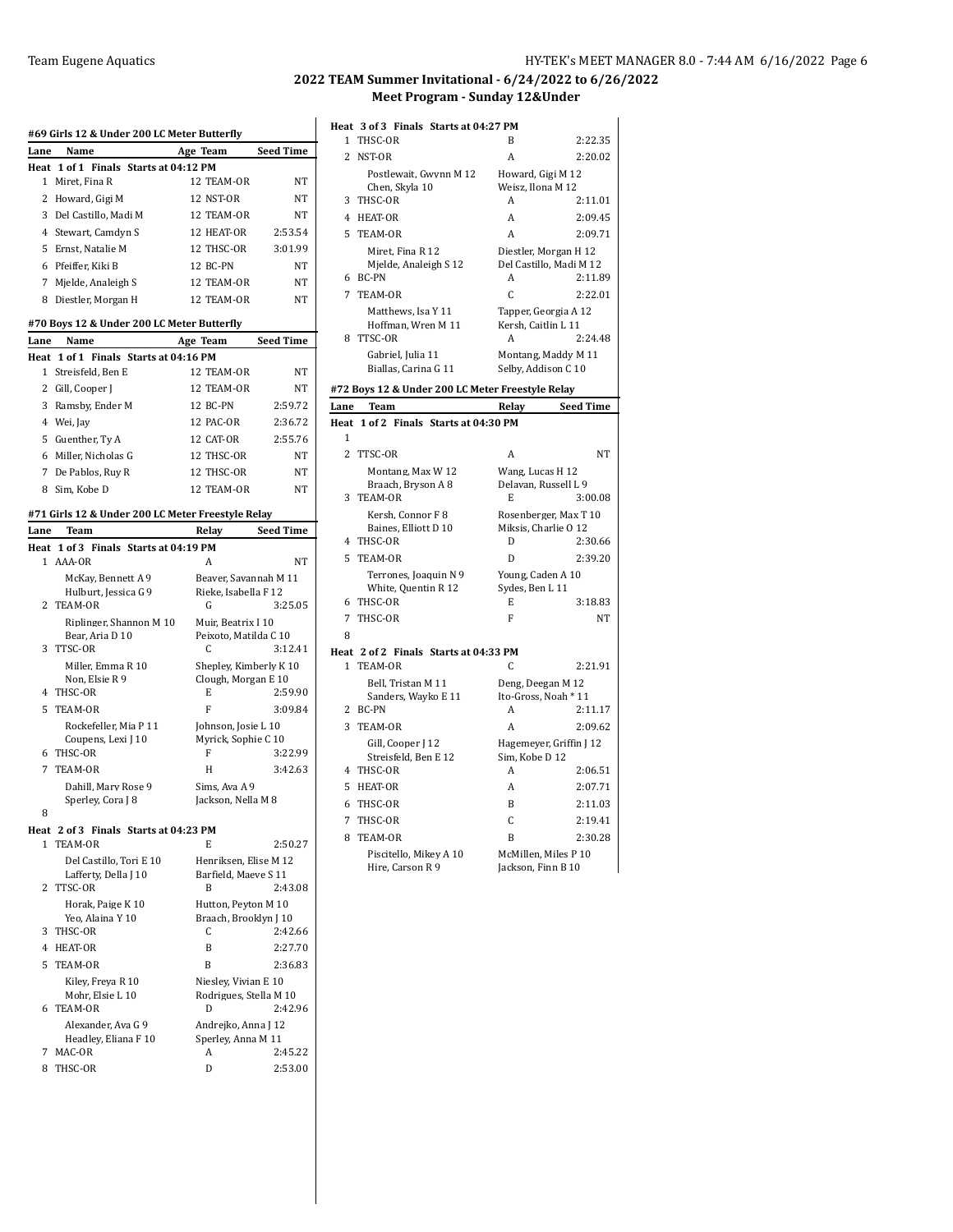## 2022 TEAM Summer Invitational - 6/24/2022 to 6/26/2022
## Meet Program - Sunday 12&Under

### #69 Girls 12 & Under 200 LC Meter Butterfly

| Lane | Name | Age | Team | Seed Time |
|---|---|---|---|---|
| **Heat 1 of 1 Finals Starts at 04:12 PM** | | | | |
| 1 | Miret, Fina R | 12 | TEAM-OR | NT |
| 2 | Howard, Gigi M | 12 | NST-OR | NT |
| 3 | Del Castillo, Madi M | 12 | TEAM-OR | NT |
| 4 | Stewart, Camdyn S | 12 | HEAT-OR | 2:53.54 |
| 5 | Ernst, Natalie M | 12 | THSC-OR | 3:01.99 |
| 6 | Pfeiffer, Kiki B | 12 | BC-PN | NT |
| 7 | Mjelde, Analeigh S | 12 | TEAM-OR | NT |
| 8 | Diestler, Morgan H | 12 | TEAM-OR | NT |

### #70 Boys 12 & Under 200 LC Meter Butterfly

| Lane | Name | Age | Team | Seed Time |
|---|---|---|---|---|
| **Heat 1 of 1 Finals Starts at 04:16 PM** | | | | |
| 1 | Streisfeld, Ben E | 12 | TEAM-OR | NT |
| 2 | Gill, Cooper J | 12 | TEAM-OR | NT |
| 3 | Ramsby, Ender M | 12 | BC-PN | 2:59.72 |
| 4 | Wei, Jay | 12 | PAC-OR | 2:36.72 |
| 5 | Guenther, Ty A | 12 | CAT-OR | 2:55.76 |
| 6 | Miller, Nicholas G | 12 | THSC-OR | NT |
| 7 | De Pablos, Ruy R | 12 | THSC-OR | NT |
| 8 | Sim, Kobe D | 12 | TEAM-OR | NT |

### #71 Girls 12 & Under 200 LC Meter Freestyle Relay

| Lane | Team | Relay | Seed Time |
|---|---|---|---|
| **Heat 1 of 3 Finals Starts at 04:19 PM** | | | |
| 1 | AAA-OR | A | NT |
| | McKay, Bennett A 9; Beaver, Savannah M 11; Hulburt, Jessica G 9; Rieke, Isabella F 12 | | |
| 2 | TEAM-OR | G | 3:25.05 |
| | Riplinger, Shannon M 10; Muir, Beatrix I 10; Bear, Aria D 10; Peixoto, Matilda C 10 | | |
| 3 | TTSC-OR | C | 3:12.41 |
| | Miller, Emma R 10; Shepley, Kimberly K 10; Non, Elsie R 9; Clough, Morgan E 10 | | |
| 4 | THSC-OR | E | 2:59.90 |
| 5 | TEAM-OR | F | 3:09.84 |
| | Rockefeller, Mia P 11; Johnson, Josie L 10; Coupens, Lexi J 10; Myrick, Sophie C 10 | | |
| 6 | THSC-OR | F | 3:22.99 |
| 7 | TEAM-OR | H | 3:42.63 |
| | Dahill, Mary Rose 9; Sims, Ava A 9; Sperley, Cora J 8; Jackson, Nella M 8 | | |
| 8 | | | |
| **Heat 2 of 3 Finals Starts at 04:23 PM** | | | |
| 1 | TEAM-OR | E | 2:50.27 |
| | Del Castillo, Tori E 10; Henriksen, Elise M 12; Lafferty, Della J 10; Barfield, Maeve S 11 | | |
| 2 | TTSC-OR | B | 2:43.08 |
| | Horak, Paige K 10; Hutton, Peyton M 10; Yeo, Alaina Y 10; Braach, Brooklyn J 10 | | |
| 3 | THSC-OR | C | 2:42.66 |
| 4 | HEAT-OR | B | 2:27.70 |
| 5 | TEAM-OR | B | 2:36.83 |
| | Kiley, Freya R 10; Niesley, Vivian E 10; Mohr, Elsie L 10; Rodrigues, Stella M 10 | | |
| 6 | TEAM-OR | D | 2:42.96 |
| | Alexander, Ava G 9; Andrejko, Anna J 12; Headley, Eliana F 10; Sperley, Anna M 11 | | |
| 7 | MAC-OR | A | 2:45.22 |
| 8 | THSC-OR | D | 2:53.00 |
| **Heat 3 of 3 Finals Starts at 04:27 PM** | | | |
| 1 | THSC-OR | B | 2:22.35 |
| 2 | NST-OR | A | 2:20.02 |
| | Postlewait, Gwynn M 12; Howard, Gigi M 12; Chen, Skyla 10; Weisz, Ilona M 12 | | |
| 3 | THSC-OR | A | 2:11.01 |
| 4 | HEAT-OR | A | 2:09.45 |
| 5 | TEAM-OR | A | 2:09.71 |
| | Miret, Fina R 12; Diestler, Morgan H 12; Mjelde, Analeigh S 12; Del Castillo, Madi M 12 | | |
| 6 | BC-PN | A | 2:11.89 |
| 7 | TEAM-OR | C | 2:22.01 |
| | Matthews, Isa Y 11; Tapper, Georgia A 12; Hoffman, Wren M 11; Kersh, Caitlin L 11 | | |
| 8 | TTSC-OR | A | 2:24.48 |
| | Gabriel, Julia 11; Montang, Maddy M 11; Biallas, Carina G 11; Selby, Addison C 10 | | |

### #72 Boys 12 & Under 200 LC Meter Freestyle Relay

| Lane | Team | Relay | Seed Time |
|---|---|---|---|
| **Heat 1 of 2 Finals Starts at 04:30 PM** | | | |
| 1 | | | |
| 2 | TTSC-OR | A | NT |
| | Montang, Max W 12; Wang, Lucas H 12; Braach, Bryson A 8; Delavan, Russell L 9 | | |
| 3 | TEAM-OR | E | 3:00.08 |
| | Kersh, Connor F 8; Rosenberger, Max T 10; Baines, Elliott D 10; Miksis, Charlie O 12 | | |
| 4 | THSC-OR | D | 2:30.66 |
| 5 | TEAM-OR | D | 2:39.20 |
| | Terrones, Joaquin N 9; Young, Caden A 10; White, Quentin R 12; Sydes, Ben L 11 | | |
| 6 | THSC-OR | E | 3:18.83 |
| 7 | THSC-OR | F | NT |
| 8 | | | |
| **Heat 2 of 2 Finals Starts at 04:33 PM** | | | |
| 1 | TEAM-OR | C | 2:21.91 |
| | Bell, Tristan M 11; Deng, Deegan M 12; Sanders, Wayko E 11; Ito-Gross, Noah * 11 | | |
| 2 | BC-PN | A | 2:11.17 |
| 3 | TEAM-OR | A | 2:09.62 |
| | Gill, Cooper J 12; Hagemeyer, Griffin J 12; Streisfeld, Ben E 12; Sim, Kobe D 12 | | |
| 4 | THSC-OR | A | 2:06.51 |
| 5 | HEAT-OR | A | 2:07.71 |
| 6 | THSC-OR | B | 2:11.03 |
| 7 | THSC-OR | C | 2:19.41 |
| 8 | TEAM-OR | B | 2:30.28 |
| | Piscitello, Mikey A 10; McMillen, Miles P 10; Hire, Carson R 9; Jackson, Finn B 10 | | |